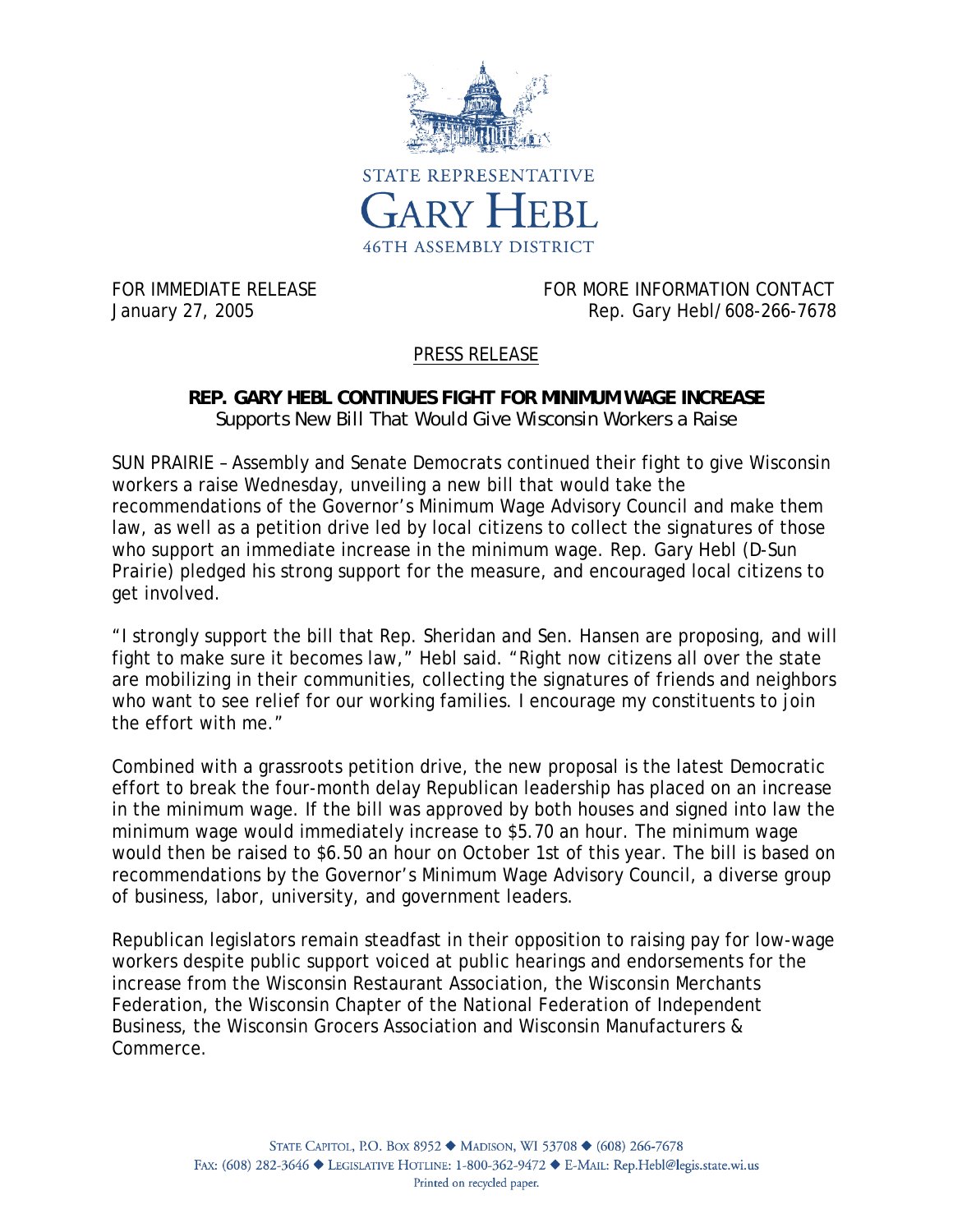STATE REPRESENTATIVE
# GARY HEBL
46TH ASSEMBLY DISTRICT

FOR IMMEDIATE RELEASE
January 27, 2005

FOR MORE INFORMATION CONTACT
Rep. Gary Hebl/608-266-7678

PRESS RELEASE

## REP. GARY HEBL CONTINUES FIGHT FOR MINIMUM WAGE INCREASE

Supports New Bill That Would Give Wisconsin Workers a Raise

SUN PRAIRIE – Assembly and Senate Democrats continued their fight to give Wisconsin workers a raise Wednesday, unveiling a new bill that would take the recommendations of the Governor's Minimum Wage Advisory Council and make them law, as well as a petition drive led by local citizens to collect the signatures of those who support an immediate increase in the minimum wage. Rep. Gary Hebl (D-Sun Prairie) pledged his strong support for the measure, and encouraged local citizens to get involved.

"I strongly support the bill that Rep. Sheridan and Sen. Hansen are proposing, and will fight to make sure it becomes law," Hebl said. "Right now citizens all over the state are mobilizing in their communities, collecting the signatures of friends and neighbors who want to see relief for our working families. I encourage my constituents to join the effort with me."

Combined with a grassroots petition drive, the new proposal is the latest Democratic effort to break the four-month delay Republican leadership has placed on an increase in the minimum wage. If the bill was approved by both houses and signed into law the minimum wage would immediately increase to $5.70 an hour. The minimum wage would then be raised to $6.50 an hour on October 1st of this year. The bill is based on recommendations by the Governor's Minimum Wage Advisory Council, a diverse group of business, labor, university, and government leaders.

Republican legislators remain steadfast in their opposition to raising pay for low-wage workers despite public support voiced at public hearings and endorsements for the increase from the Wisconsin Restaurant Association, the Wisconsin Merchants Federation, the Wisconsin Chapter of the National Federation of Independent Business, the Wisconsin Grocers Association and Wisconsin Manufacturers & Commerce.

STATE CAPITOL, P.O. BOX 8952 ◆ MADISON, WI 53708 ◆ (608) 266-7678
FAX: (608) 282-3646 ◆ LEGISLATIVE HOTLINE: 1-800-362-9472 ◆ E-MAIL: Rep.Hebl@legis.state.wi.us
Printed on recycled paper.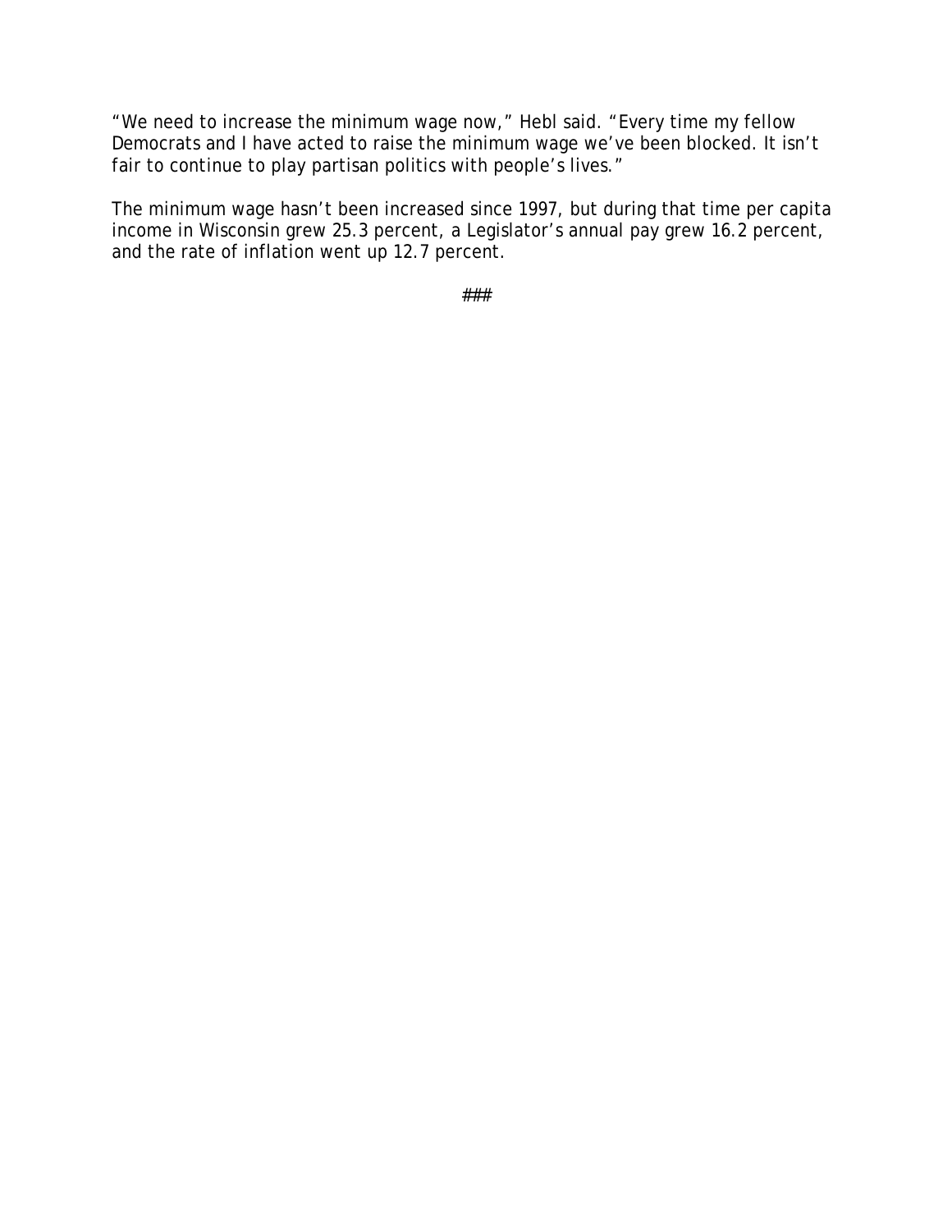"We need to increase the minimum wage now," Hebl said. "Every time my fellow Democrats and I have acted to raise the minimum wage we've been blocked. It isn't fair to continue to play partisan politics with people's lives."

The minimum wage hasn't been increased since 1997, but during that time per capita income in Wisconsin grew 25.3 percent, a Legislator's annual pay grew 16.2 percent, and the rate of inflation went up 12.7 percent.

###